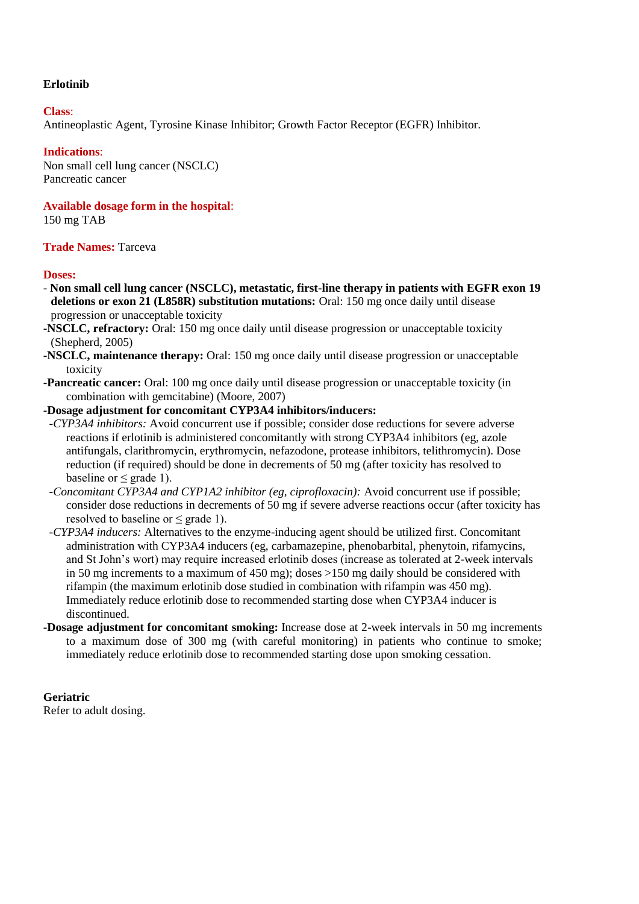**Erlotinib**

**Class**:
Antineoplastic Agent, Tyrosine Kinase Inhibitor; Growth Factor Receptor (EGFR) Inhibitor.

**Indications**:
Non small cell lung cancer (NSCLC)
Pancreatic cancer

**Available dosage form in the hospital**:
150 mg TAB

**Trade Names:** Tarceva

**Doses:**

- **Non small cell lung cancer (NSCLC), metastatic, first-line therapy in patients with EGFR exon 19 deletions or exon 21 (L858R) substitution mutations:** Oral: 150 mg once daily until disease progression or unacceptable toxicity
- **NSCLC, refractory:** Oral: 150 mg once daily until disease progression or unacceptable toxicity (Shepherd, 2005)
- **NSCLC, maintenance therapy:** Oral: 150 mg once daily until disease progression or unacceptable toxicity
- **Pancreatic cancer:** Oral: 100 mg once daily until disease progression or unacceptable toxicity (in combination with gemcitabine) (Moore, 2007)
- **Dosage adjustment for concomitant CYP3A4 inhibitors/inducers:**
  - *CYP3A4 inhibitors:* Avoid concurrent use if possible; consider dose reductions for severe adverse reactions if erlotinib is administered concomitantly with strong CYP3A4 inhibitors (eg, azole antifungals, clarithromycin, erythromycin, nefazodone, protease inhibitors, telithromycin). Dose reduction (if required) should be done in decrements of 50 mg (after toxicity has resolved to baseline or ≤ grade 1).
  - *Concomitant CYP3A4 and CYP1A2 inhibitor (eg, ciprofloxacin):* Avoid concurrent use if possible; consider dose reductions in decrements of 50 mg if severe adverse reactions occur (after toxicity has resolved to baseline or ≤ grade 1).
  - *CYP3A4 inducers:* Alternatives to the enzyme-inducing agent should be utilized first. Concomitant administration with CYP3A4 inducers (eg, carbamazepine, phenobarbital, phenytoin, rifamycins, and St John's wort) may require increased erlotinib doses (increase as tolerated at 2-week intervals in 50 mg increments to a maximum of 450 mg); doses >150 mg daily should be considered with rifampin (the maximum erlotinib dose studied in combination with rifampin was 450 mg). Immediately reduce erlotinib dose to recommended starting dose when CYP3A4 inducer is discontinued.
- **Dosage adjustment for concomitant smoking:** Increase dose at 2-week intervals in 50 mg increments to a maximum dose of 300 mg (with careful monitoring) in patients who continue to smoke; immediately reduce erlotinib dose to recommended starting dose upon smoking cessation.

**Geriatric**
Refer to adult dosing.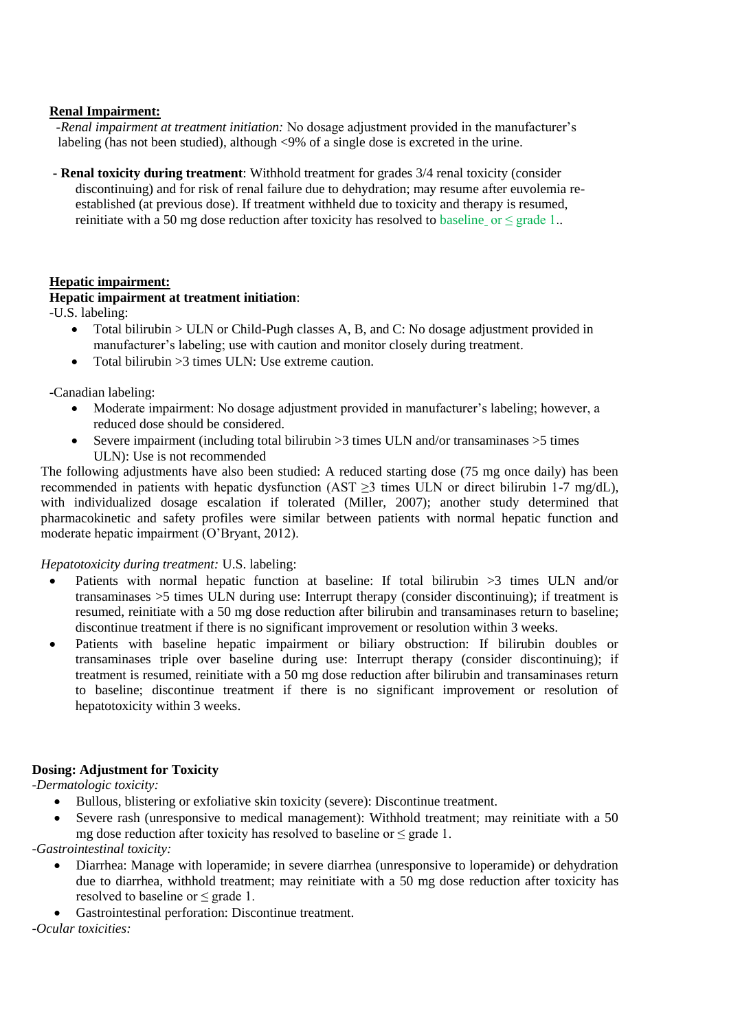**Renal Impairment:**

*-Renal impairment at treatment initiation:* No dosage adjustment provided in the manufacturer's labeling (has not been studied), although <9% of a single dose is excreted in the urine.

**- Renal toxicity during treatment**: Withhold treatment for grades 3/4 renal toxicity (consider discontinuing) and for risk of renal failure due to dehydration; may resume after euvolemia re-established (at previous dose). If treatment withheld due to toxicity and therapy is resumed, reinitiate with a 50 mg dose reduction after toxicity has resolved to baseline or ≤ grade 1..

**Hepatic impairment:**

**Hepatic impairment at treatment initiation**:

-U.S. labeling:

- Total bilirubin > ULN or Child-Pugh classes A, B, and C: No dosage adjustment provided in manufacturer's labeling; use with caution and monitor closely during treatment.
- Total bilirubin >3 times ULN: Use extreme caution.

-Canadian labeling:

- Moderate impairment: No dosage adjustment provided in manufacturer's labeling; however, a reduced dose should be considered.
- Severe impairment (including total bilirubin >3 times ULN and/or transaminases >5 times ULN): Use is not recommended

The following adjustments have also been studied: A reduced starting dose (75 mg once daily) has been recommended in patients with hepatic dysfunction (AST ≥3 times ULN or direct bilirubin 1-7 mg/dL), with individualized dosage escalation if tolerated (Miller, 2007); another study determined that pharmacokinetic and safety profiles were similar between patients with normal hepatic function and moderate hepatic impairment (O'Bryant, 2012).

*Hepatotoxicity during treatment:* U.S. labeling:

- Patients with normal hepatic function at baseline: If total bilirubin >3 times ULN and/or transaminases >5 times ULN during use: Interrupt therapy (consider discontinuing); if treatment is resumed, reinitiate with a 50 mg dose reduction after bilirubin and transaminases return to baseline; discontinue treatment if there is no significant improvement or resolution within 3 weeks.
- Patients with baseline hepatic impairment or biliary obstruction: If bilirubin doubles or transaminases triple over baseline during use: Interrupt therapy (consider discontinuing); if treatment is resumed, reinitiate with a 50 mg dose reduction after bilirubin and transaminases return to baseline; discontinue treatment if there is no significant improvement or resolution of hepatotoxicity within 3 weeks.

**Dosing: Adjustment for Toxicity**

*-Dermatologic toxicity:*

- Bullous, blistering or exfoliative skin toxicity (severe): Discontinue treatment.
- Severe rash (unresponsive to medical management): Withhold treatment; may reinitiate with a 50 mg dose reduction after toxicity has resolved to baseline or ≤ grade 1.

*-Gastrointestinal toxicity:*

- Diarrhea: Manage with loperamide; in severe diarrhea (unresponsive to loperamide) or dehydration due to diarrhea, withhold treatment; may reinitiate with a 50 mg dose reduction after toxicity has resolved to baseline or ≤ grade 1.
- Gastrointestinal perforation: Discontinue treatment.

*-Ocular toxicities:*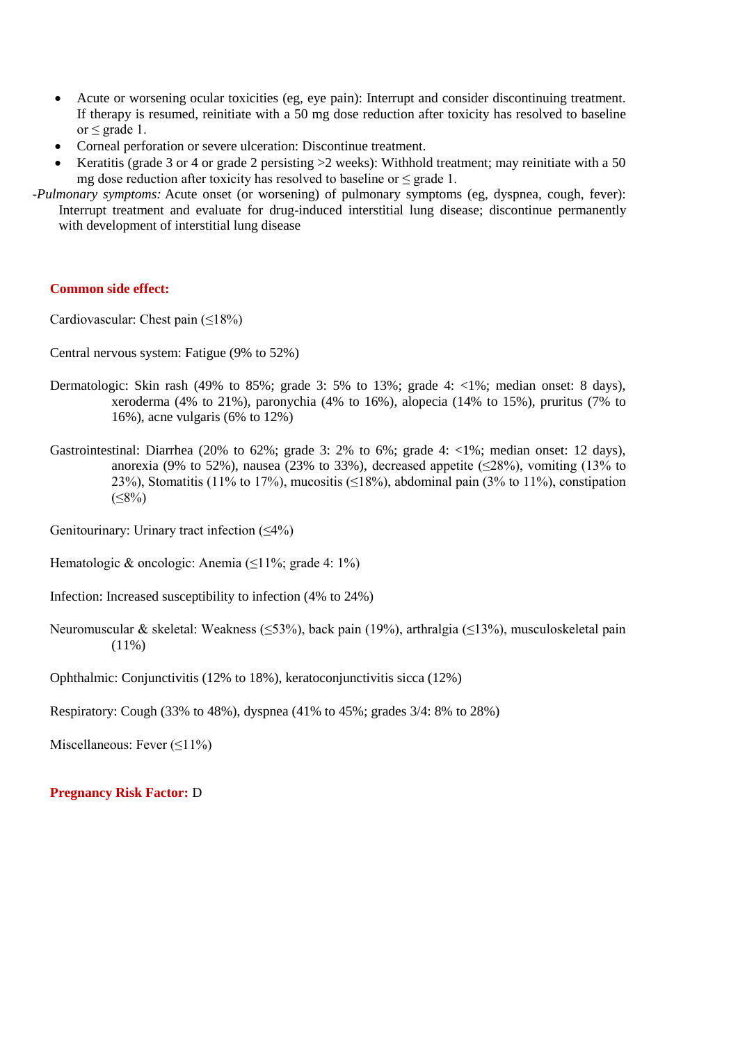- Acute or worsening ocular toxicities (eg, eye pain): Interrupt and consider discontinuing treatment. If therapy is resumed, reinitiate with a 50 mg dose reduction after toxicity has resolved to baseline or ≤ grade 1.
- Corneal perforation or severe ulceration: Discontinue treatment.
- Keratitis (grade 3 or 4 or grade 2 persisting >2 weeks): Withhold treatment; may reinitiate with a 50 mg dose reduction after toxicity has resolved to baseline or ≤ grade 1.

-*Pulmonary symptoms:* Acute onset (or worsening) of pulmonary symptoms (eg, dyspnea, cough, fever): Interrupt treatment and evaluate for drug-induced interstitial lung disease; discontinue permanently with development of interstitial lung disease

**Common side effect:**

Cardiovascular: Chest pain (≤18%)

Central nervous system: Fatigue (9% to 52%)

Dermatologic: Skin rash (49% to 85%; grade 3: 5% to 13%; grade 4: <1%; median onset: 8 days), xeroderma (4% to 21%), paronychia (4% to 16%), alopecia (14% to 15%), pruritus (7% to 16%), acne vulgaris (6% to 12%)

Gastrointestinal: Diarrhea (20% to 62%; grade 3: 2% to 6%; grade 4: <1%; median onset: 12 days), anorexia (9% to 52%), nausea (23% to 33%), decreased appetite (≤28%), vomiting (13% to 23%), Stomatitis (11% to 17%), mucositis (≤18%), abdominal pain (3% to 11%), constipation (≤8%)

Genitourinary: Urinary tract infection (≤4%)

Hematologic & oncologic: Anemia (≤11%; grade 4: 1%)

Infection: Increased susceptibility to infection (4% to 24%)

Neuromuscular & skeletal: Weakness (≤53%), back pain (19%), arthralgia (≤13%), musculoskeletal pain (11%)

Ophthalmic: Conjunctivitis (12% to 18%), keratoconjunctivitis sicca (12%)

Respiratory: Cough (33% to 48%), dyspnea (41% to 45%; grades 3/4: 8% to 28%)

Miscellaneous: Fever (≤11%)

**Pregnancy Risk Factor:** D